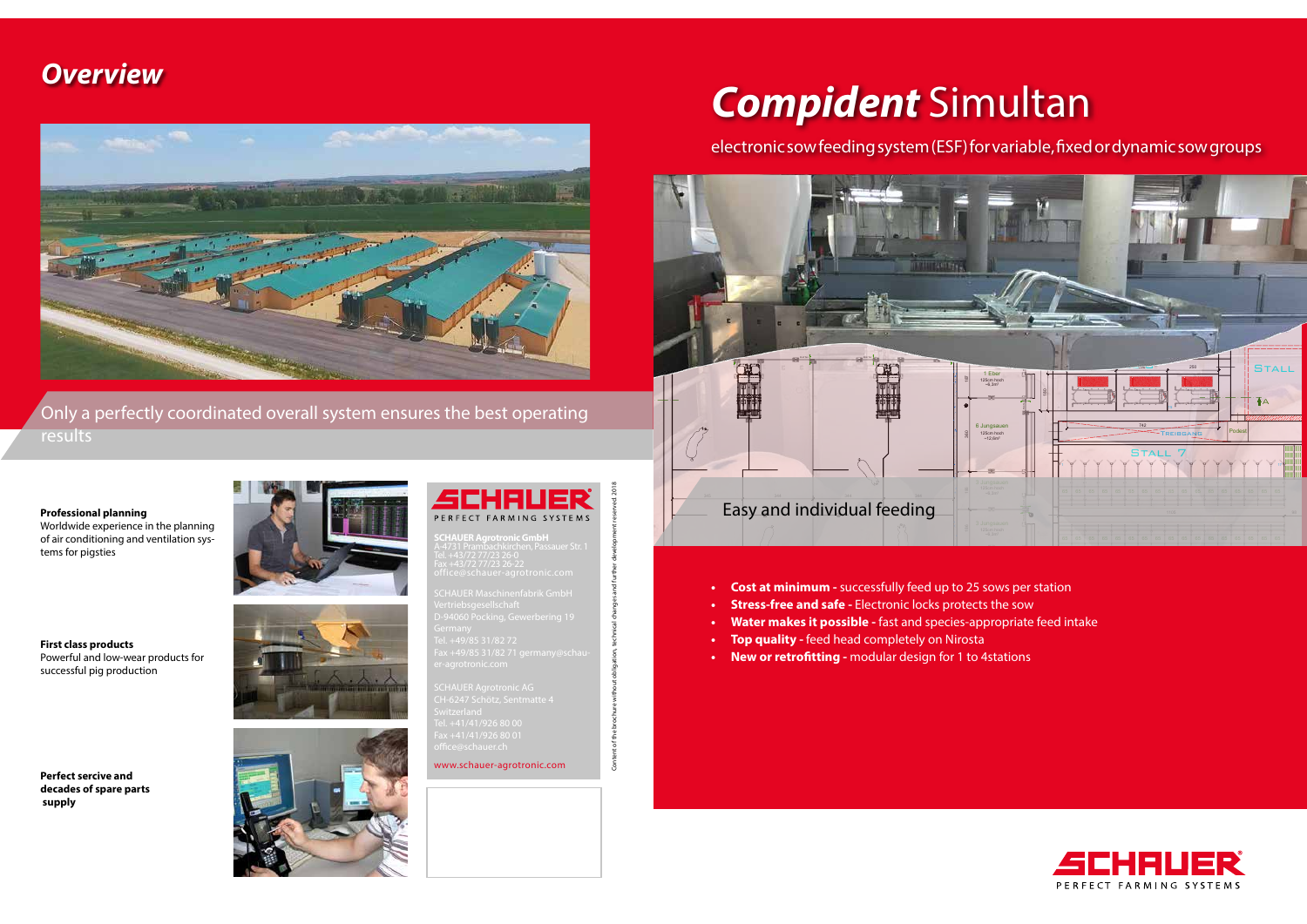## Overview

Only a perfectly coordinated overall system ensures the best operating results

**Professional planning**
Worldwide experience in the planning of air conditioning and ventilation systems for pigsties

**First class products**
Powerful and low-wear products for successful pig production

**Perfect serciive and decades of spare parts supply**

SCHAUER
PERFECT FARMING SYSTEMS

**SCHAUER Agrotronic GmbH**
A-4731 Prambachkirchen, Passauer Str. 1
Tel. +43/72 77/23 26-0
Fax +43/72 77/23 26-22
office@schauer-agrotronic.com

SCHAUER Maschinenfabrik GmbH
Vertriebsgesellschaft
D-94060 Pocking, Gewerbering 19
Germany
Tel. +49/85 31/82 72
Fax +49/85 31/82 71 germany@schauer-agrotronic.com

SCHAUER Agrotronic AG
CH-6247 Schötz, Sentmatte 4
Switzerland
Tel. +41/41/926 80 00
Fax +41/41/926 80 01
office@schauer.ch

www.schauer-agrotronic.com

Content of the brochure without obligation, technical changes and further development reserved 2018

# *Compident* Simultan

electronic sow feeding system (ESF) for variable, fixed or dynamic sow groups

Easy and individual feeding

- **Cost at minimum -** successfully feed up to 25 sows per station
- **Stress-free and safe -** Electronic locks protects the sow
- **Water makes it possible -** fast and species-appropriate feed intake
- **Top quality -** feed head completely on Nirosta
- **New or retrofitting -** modular design for 1 to 4stations

SCHAUER
PERFECT FARMING SYSTEMS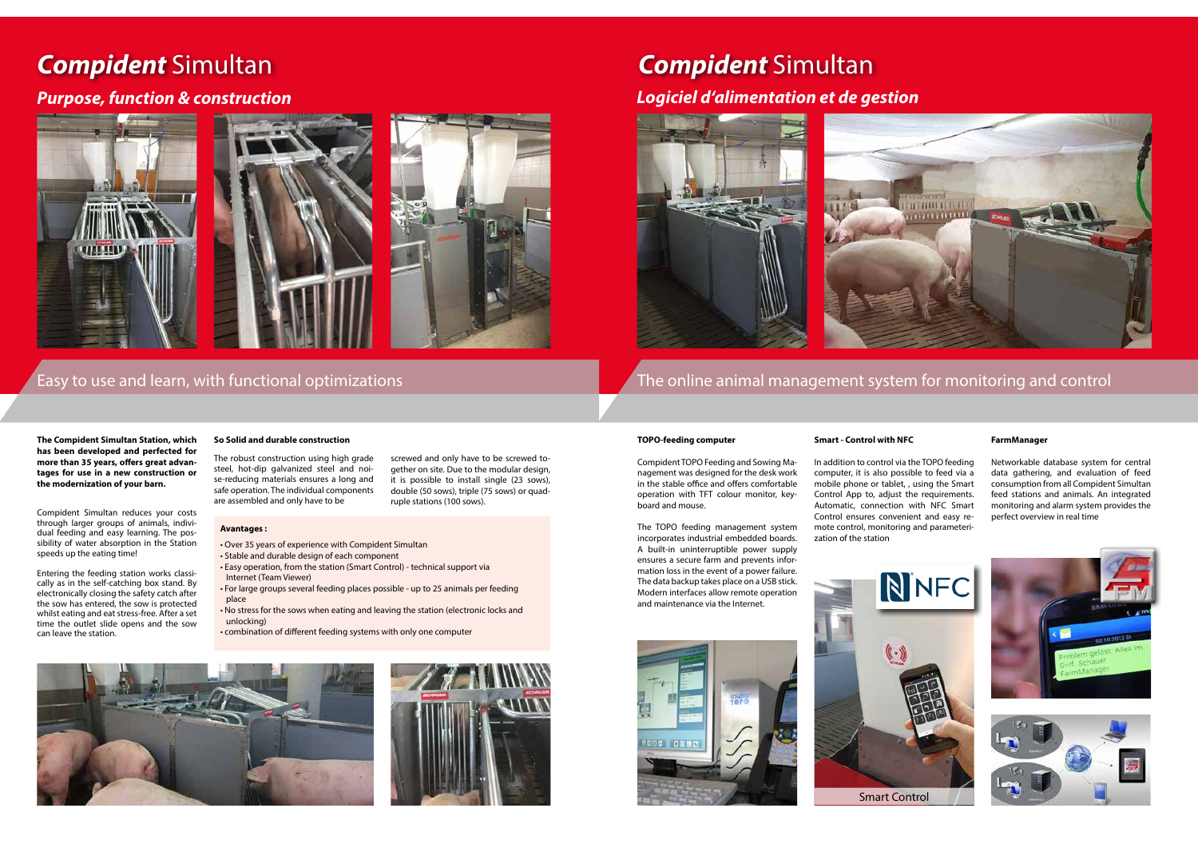# *Compident* Simultan

## *Purpose, function & construction*

### Easy to use and learn, with functional optimizations

**The Compident Simultan Station, which has been developed and perfected for more than 35 years, offers great advantages for use in a new construction or the modernization of your barn.**

Compident Simultan reduces your costs through larger groups of animals, individual feeding and easy learning. The possibility of water absorption in the Station speeds up the eating time!

Entering the feeding station works classically as in the self-catching box stand. By electronically closing the safety catch after the sow has entered, the sow is protected whilst eating and eat stress-free. After a set time the outlet slide opens and the sow can leave the station.

**So Solid and durable construction**

The robust construction using high grade steel, hot-dip galvanized steel and noise-reducing materials ensures a long and safe operation. The individual components are assembled and only have to be screwed and only have to be screwed together on site. Due to the modular design, it is possible to install single (23 sows), double (50 sows), triple (75 sows) or quadruple stations (100 sows).

**Avantages :**

- Over 35 years of experience with Compident Simultan
- Stable and durable design of each component
- Easy operation, from the station (Smart Control) - technical support via Internet (Team Viewer)
- For large groups several feeding places possible - up to 25 animals per feeding place
- No stress for the sows when eating and leaving the station (electronic locks and unlocking)
- combination of different feeding systems with only one computer

# *Compident* Simultan

## *Logiciel d'alimentation et de gestion*

### The online animal management system for monitoring and control

**TOPO-feeding computer**

Compident TOPO Feeding and Sowing Management was designed for the desk work in the stable office and offers comfortable operation with TFT colour monitor, keyboard and mouse.

The TOPO feeding management system incorporates industrial embedded boards. A built-in uninterruptible power supply ensures a secure farm and prevents information loss in the event of a power failure. The data backup takes place on a USB stick. Modern interfaces allow remote operation and maintenance via the Internet.

**Smart - Control with NFC**

In addition to control via the TOPO feeding computer, it is also possible to feed via a mobile phone or tablet, , using the Smart Control App to, adjust the requirements. Automatic, connection with NFC Smart Control ensures convenient and easy remote control, monitoring and parameterization of the station

Smart Control

**FarmManager**

Networkable database system for central data gathering, and evaluation of feed consumption from all Compident Simultan feed stations and animals. An integrated monitoring and alarm system provides the perfect overview in real time